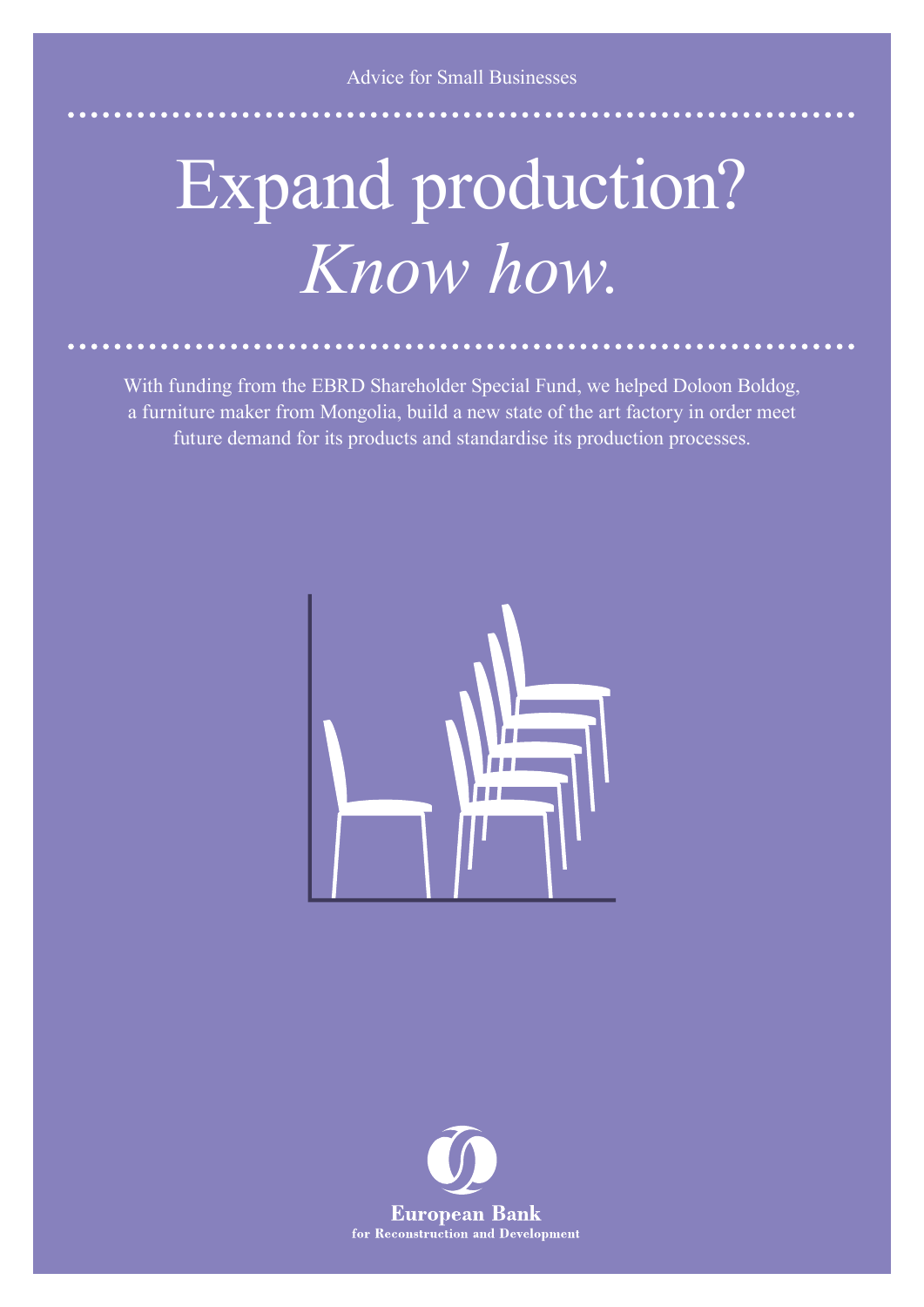Advice for Small Businesses

# Expand production? *Know how.*

With funding from the EBRD Shareholder Special Fund, we helped Doloon Boldog, a furniture maker from Mongolia, build a new state of the art factory in order meet future demand for its products and standardise its production processes.

European Bank
for Reconstruction and Development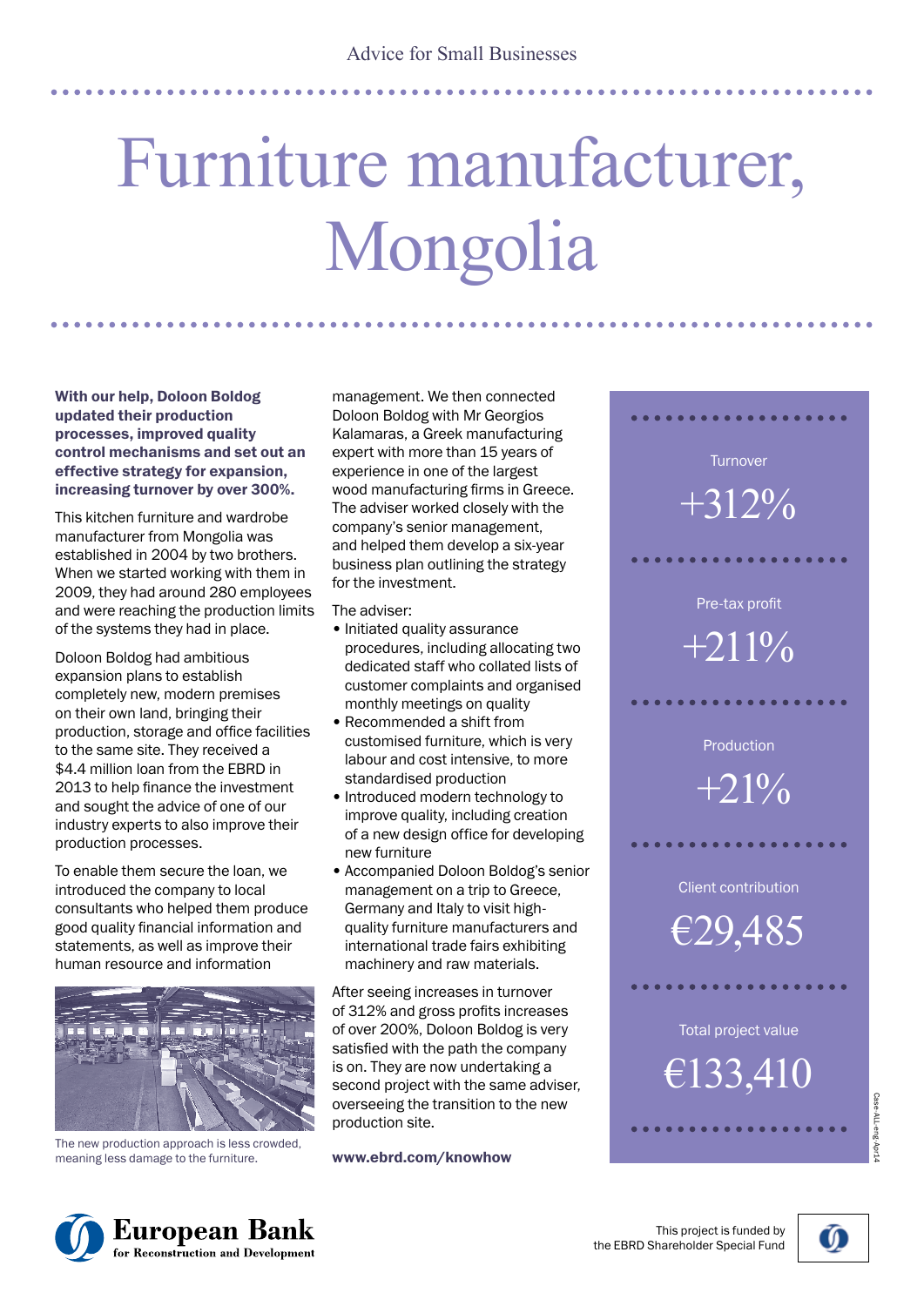Advice for Small Businesses

# Furniture manufacturer, Mongolia

**With our help, Doloon Boldog updated their production processes, improved quality control mechanisms and set out an effective strategy for expansion, increasing turnover by over 300%.**

This kitchen furniture and wardrobe manufacturer from Mongolia was established in 2004 by two brothers. When we started working with them in 2009, they had around 280 employees and were reaching the production limits of the systems they had in place.

Doloon Boldog had ambitious expansion plans to establish completely new, modern premises on their own land, bringing their production, storage and office facilities to the same site. They received a $4.4 million loan from the EBRD in 2013 to help finance the investment and sought the advice of one of our industry experts to also improve their production processes.

To enable them secure the loan, we introduced the company to local consultants who helped them produce good quality financial information and statements, as well as improve their human resource and information management. We then connected Doloon Boldog with Mr Georgios Kalamaras, a Greek manufacturing expert with more than 15 years of experience in one of the largest wood manufacturing firms in Greece. The adviser worked closely with the company's senior management, and helped them develop a six-year business plan outlining the strategy for the investment.

The new production approach is less crowded, meaning less damage to the furniture.

The adviser:

- Initiated quality assurance procedures, including allocating two dedicated staff who collated lists of customer complaints and organised monthly meetings on quality
- Recommended a shift from customised furniture, which is very labour and cost intensive, to more standardised production
- Introduced modern technology to improve quality, including creation of a new design office for developing new furniture
- Accompanied Doloon Boldog's senior management on a trip to Greece, Germany and Italy to visit high-quality furniture manufacturers and international trade fairs exhibiting machinery and raw materials.

After seeing increases in turnover of 312% and gross profits increases of over 200%, Doloon Boldog is very satisfied with the path the company is on. They are now undertaking a second project with the same adviser, overseeing the transition to the new production site.

**www.ebrd.com/knowhow**

Turnover
+312%

Pre-tax profit
+211%

Production
+21%

Client contribution
€29,485

Total project value
€133,410

Case-ALL-eng Apr14

European Bank for Reconstruction and Development

This project is funded by the EBRD Shareholder Special Fund